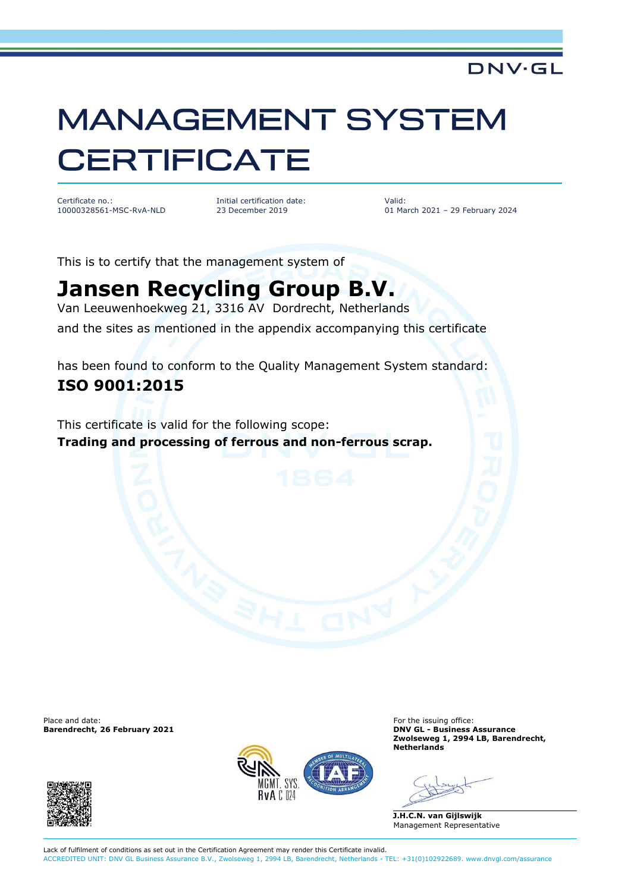DNV·GL

# MANAGEMENT SYSTEM CERTIFICATE

| Certificate no.: | Initial certification date: | Valid: |
|---|---|---|
| 10000328561-MSC-RvA-NLD | 23 December 2019 | 01 March 2021 – 29 February 2024 |

This is to certify that the management system of

## Jansen Recycling Group B.V.

Van Leeuwenhoekweg 21, 3316 AV Dordrecht, Netherlands

and the sites as mentioned in the appendix accompanying this certificate

has been found to conform to the Quality Management System standard:

**ISO 9001:2015**

This certificate is valid for the following scope:

**Trading and processing of ferrous and non-ferrous scrap.**

Place and date:
**Barendrecht, 26 February 2021**

For the issuing office:
**DNV GL - Business Assurance**
**Zwolseweg 1, 2994 LB, Barendrecht, Netherlands**

MGMT. SYS. RvA C 024

**J.H.C.N. van Gijlswijk**
Management Representative

Lack of fulfilment of conditions as set out in the Certification Agreement may render this Certificate invalid.

ACCREDITED UNIT: DNV GL Business Assurance B.V., Zwolseweg 1, 2994 LB, Barendrecht, Netherlands - TEL: +31(0)102922689. www.dnvgl.com/assurance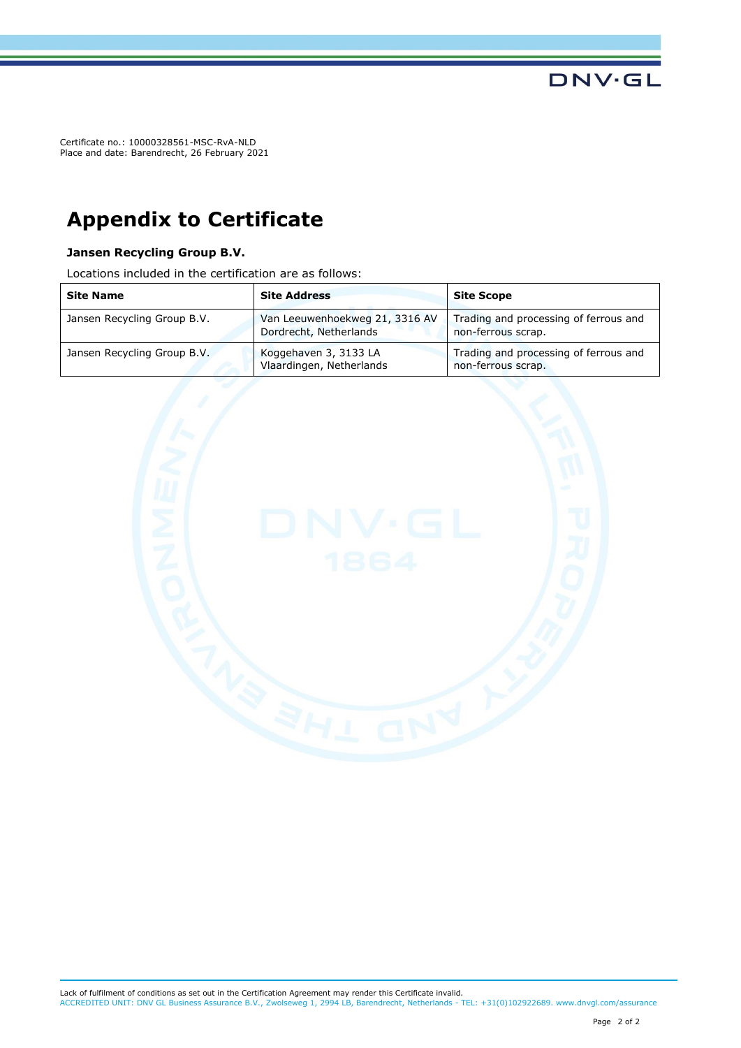Certificate no.: 10000328561-MSC-RvA-NLD
Place and date: Barendrecht, 26 February 2021

# Appendix to Certificate

**Jansen Recycling Group B.V.**

Locations included in the certification are as follows:

| Site Name | Site Address | Site Scope |
|---|---|---|
| Jansen Recycling Group B.V. | Van Leeuwenhoekweg 21, 3316 AV Dordrecht, Netherlands | Trading and processing of ferrous and non-ferrous scrap. |
| Jansen Recycling Group B.V. | Koggehaven 3, 3133 LA Vlaardingen, Netherlands | Trading and processing of ferrous and non-ferrous scrap. |

Lack of fulfilment of conditions as set out in the Certification Agreement may render this Certificate invalid.
ACCREDITED UNIT: DNV GL Business Assurance B.V., Zwolseweg 1, 2994 LB, Barendrecht, Netherlands - TEL: +31(0)102922689. www.dnvgl.com/assurance